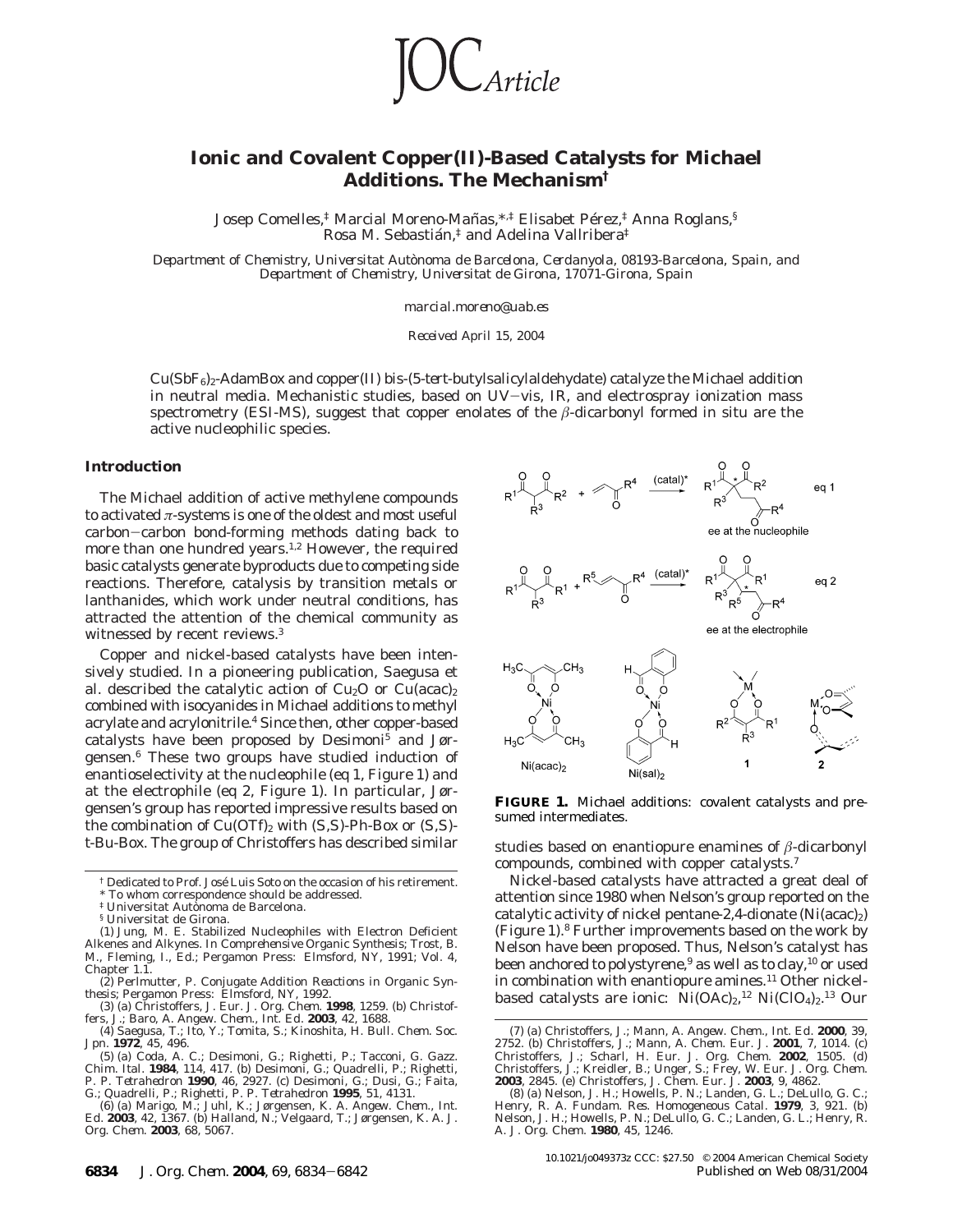# Ionic and Covalent Copper(II)-Based Catalysts for Michael Additions. The Mechanism[†]

Josep Comelles,[‡] Marcial Moreno-Mañas,*[,‡] Elisabet Pérez,[‡] Anna Roglans,[§] Rosa M. Sebastián,[‡] and Adelina Vallribera[‡]

*Department of Chemistry, Universitat Autònoma de Barcelona, Cerdanyola, 08193-Barcelona, Spain, and Department of Chemistry, Universitat de Girona, 17071-Girona, Spain*

marcial.moreno@uab.es

*Received April 15, 2004*

$Cu(SbF_6)_2$-AdamBox and copper(II) bis-(5-*tert*-butylsalicylaldehydate) catalyze the Michael addition in neutral media. Mechanistic studies, based on UV–vis, IR, and electrospray ionization mass spectrometry (ESI-MS), suggest that copper enolates of the $\beta$-dicarbonyl formed in situ are the active nucleophilic species.

## Introduction

The Michael addition of active methylene compounds to activated $\pi$-systems is one of the oldest and most useful carbon–carbon bond-forming methods dating back to more than one hundred years.[1,2] However, the required basic catalysts generate byproducts due to competing side reactions. Therefore, catalysis by transition metals or lanthanides, which work under neutral conditions, has attracted the attention of the chemical community as witnessed by recent reviews.[3]

Copper and nickel-based catalysts have been intensively studied. In a pioneering publication, Saegusa et al. described the catalytic action of $Cu_2O$ or $Cu(acac)_2$ combined with isocyanides in Michael additions to methyl acrylate and acrylonitrile.[4] Since then, other copper-based catalysts have been proposed by Desimoni[5] and Jørgensen.[6] These two groups have studied induction of enantioselectivity at the nucleophile (eq 1, Figure 1) and at the electrophile (eq 2, Figure 1). In particular, Jørgensen's group has reported impressive results based on the combination of $Cu(OTf)_2$ with (*S,S*)-Ph-Box or (*S,S*)-*t*-Bu-Box. The group of Christoffers has described similar studies based on enantiopure enamines of $\beta$-dicarbonyl compounds, combined with copper catalysts.[7]

**FIGURE 1.** Michael additions: covalent catalysts and presumed intermediates.

Nickel-based catalysts have attracted a great deal of attention since 1980 when Nelson's group reported on the catalytic activity of nickel pentane-2,4-dionate ($Ni(acac)_2$) (Figure 1).[8] Further improvements based on the work by Nelson have been proposed. Thus, Nelson's catalyst has been anchored to polystyrene,[9] as well as to clay,[10] or used in combination with enantiopure amines.[11] Other nickel-based catalysts are ionic: $Ni(OAc)_2$,[12] $Ni(ClO_4)_2$.[13] Our

---

† Dedicated to Prof. José Luis Soto on the occasion of his retirement.
\* To whom correspondence should be addressed.
‡ Universitat Autònoma de Barcelona.
§ Universitat de Girona.

(1) Jung, M. E. Stabilized Nucleophiles with Electron Deficient Alkenes and Alkynes. In *Comprehensive Organic Synthesis*; Trost, B. M., Fleming, I., Ed.; Pergamon Press: Elmsford, NY, 1991; Vol. 4, Chapter 1.1.

(2) Perlmutter, P. *Conjugate Addition Reactions in Organic Synthesis*; Pergamon Press: Elmsford, NY, 1992.

(3) (a) Christoffers, J. *Eur. J. Org. Chem.* **1998**, 1259. (b) Christoffers, J.; Baro, A. *Angew. Chem., Int. Ed.* **2003**, *42*, 1688.

(4) Saegusa, T.; Ito, Y.; Tomita, S.; Kinoshita, H. *Bull. Chem. Soc. Jpn.* **1972**, *45*, 496.

(5) (a) Coda, A. C.; Desimoni, G.; Righetti, P.; Tacconi, G. *Gazz. Chim. Ital.* **1984**, *114*, 417. (b) Desimoni, G.; Quadrelli, P.; Righetti, P. P. *Tetrahedron* **1990**, *46*, 2927. (c) Desimoni, G.; Dusi, G.; Faita, G.; Quadrelli, P.; Righetti, P. P. *Tetrahedron* **1995**, *51*, 4131.

(6) (a) Marigo, M.; Juhl, K.; Jørgensen, K. A. *Angew. Chem., Int. Ed.* **2003**, *42*, 1367. (b) Halland, N.; Velgaard, T.; Jørgensen, K. A. *J. Org. Chem.* **2003**, *68*, 5067.

(7) (a) Christoffers, J.; Mann, A. *Angew. Chem., Int. Ed.* **2000**, *39*, 2752. (b) Christoffers, J.; Mann, A. *Chem. Eur. J.* **2001**, *7*, 1014. (c) Christoffers, J.; Scharl, H. *Eur. J. Org. Chem.* **2002**, 1505. (d) Christoffers, J.; Kreidler, B.; Unger, S.; Frey, W. *Eur. J. Org. Chem.* **2003**, 2845. (e) Christoffers, J. *Chem. Eur. J.* **2003**, *9*, 4862.

(8) (a) Nelson, J. H.; Howells, P. N.; Landen, G. L.; DeLullo, G. C.; Henry, R. A. *Fundam. Res. Homogeneous Catal.* **1979**, *3*, 921. (b) Nelson, J. H.; Howells, P. N.; DeLullo, G. C.; Landen, G. L.; Henry, R. A. *J. Org. Chem.* **1980**, *45*, 1246.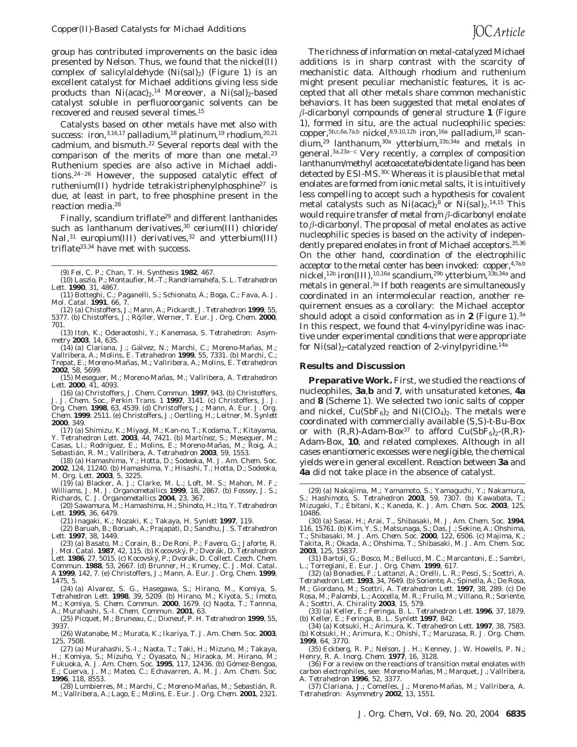group has contributed improvements on the basic idea presented by Nelson. Thus, we found that the nickel(II) complex of salicylaldehyde ($Ni(sal)_2$) (Figure 1) is an excellent catalyst for Michael additions giving less side products than $Ni(acac)_2$.[14] Moreover, a $Ni(sal)_2$-based catalyst soluble in perfluoroorganic solvents can be recovered and reused several times.[15]

Catalysts based on other metals have met also with success: iron,[3,16,17] palladium,[18] platinum,[19] rhodium,[20,21] cadmium, and bismuth.[22] Several reports deal with the comparison of the merits of more than one metal.[23] Ruthenium species are also active in Michael additions.[24–26] However, the supposed catalytic effect of ruthenium(II) hydride tetrakistriphenylphosphine[27] is due, at least in part, to free phosphine present in the reaction media.[28]

Finally, scandium triflate[29] and different lanthanides such as lanthanum derivatives,[30] cerium(III) chloride/NaI,[31] europium(III) derivatives,[32] and ytterbium(III) triflate[33,34] have met with success.

The richness of information on metal-catalyzed Michael additions is in sharp contrast with the scarcity of mechanistic data. Although rhodium and ruthenium might present peculiar mechanistic features, it is accepted that all other metals share common mechanistic behaviors. It has been suggested that metal enolates of $\beta$-dicarbonyl compounds of general structure **1** (Figure 1), formed in situ, are the actual nucleophilic species: copper,[5b,c,6a,7a,b] nickel,[8,9,10,12b] iron,[16a] palladium,[18] scandium,[29] lanthanum,[30a] ytterbium,[33b,34a] and metals in general.[3a,23a–c] Very recently, a complex of composition lanthanum/methyl acetoacetate/bidentate ligand has been detected by ESI-MS.[30c] Whereas it is plausible that metal enolates are formed from ionic metal salts, it is intuitively less compelling to accept such a hypothesis for covalent metal catalysts such as $Ni(acac)_2$[8] or $Ni(sal)_2$.[14,15] This would require transfer of metal from $\beta$-dicarbonyl enolate to $\beta$-dicarbonyl. The proposal of metal enolates as active nucleophilic species is based on the activity of independently prepared enolates in front of Michael acceptors.[35,36] On the other hand, coordination of the electrophilic acceptor to the metal center has been invoked: copper,[4,7a,b] nickel,[12b] iron(III),[10,16a] scandium,[29b] ytterbium,[33b,34a] and metals in general.[3a] If both reagents are simultaneously coordinated in an intermolecular reaction, another requirement ensues as a corollary: the Michael acceptor should adopt a cisoid conformation as in **2** (Figure 1).[3a] In this respect, we found that 4-vinylpyridine was inactive under experimental conditions that were appropriate for $Ni(sal)_2$-catalyzed reaction of 2-vinylpyridine.[14a]

## Results and Discussion

**Preparative Work.** First, we studied the reactions of nucleophiles, **3a**,**b** and **7**, with unsaturated ketones, **4a** and **8** (Scheme 1). We selected two ionic salts of copper and nickel, $Cu(SbF_6)_2$ and $Ni(ClO_4)_2$. The metals were coordinated with commercially available (*S*,*S*)-*t*-Bu-Box or with (*R*,*R*)-Adam-Box[37] to afford $Cu(SbF_6)_2$-(*R*,*R*)-Adam-Box, **10**, and related complexes. Although in all cases enantiomeric excesses were negligible, the chemical yields were in general excellent. Reaction between **3a** and **4a** did not take place in the absence of catalyst.

(9) Fei, C. P.; Chan, T. H. *Synthesis* **1982**, 467.

(10) Laszlo, P.; Montaufier, M.-T.; Randriamahefa, S. L. *Tetrahedron Lett.* **1990**, *31*, 4867.

(11) Botteghi, C.; Paganelli, S.; Schionato, A.; Boga, C.; Fava, A. *J. Mol. Catal.* **1991**, *66*, 7.

(12) (a) Chistoffers, J.; Mann, A.; Pickardt, J. *Tetrahedron* **1999**, *55*, 5377. (b) Christoffers, J.; Rößler, Werner, T. *Eur. J. Org. Chem.* **2000**, 701.

(13) Itoh, K.; Oderaotoshi, Y.; Kanemasa, S. *Tetrahedron: Asymmetry* **2003**, *14*, 635.

(14) (a) Clariana, J.; Gálvez, N.; Marchi, C.; Moreno-Mañas, M.; Vallribera, A.; Molins, E. *Tetrahedron* **1999**, *55*, 7331. (b) Marchi, C.; Trepat, E.; Moreno-Mañas, M.; Vallribera, A.; Molins, E. *Tetrahedron* **2002**, *58*, 5699.

(15) Meseguer, M.; Moreno-Mañas, M.; Vallribera, A. *Tetrahedron Lett.* **2000**, *41*, 4093.

(16) (a) Christoffers, J. *Chem. Commun.* **1997**, 943. (b) Christoffers, J. *J. Chem. Soc., Perkin Trans. 1* **1997**, 3141. (c) Christoffers, J. *J. Org. Chem.* **1998**, *63*, 4539. (d) Christoffers, J.; Mann, A. *Eur. J. Org. Chem.* **1999**, 2511. (e) Christoffers, J.; Oertling, H.; Leitner, M. *Synlett* **2000**, 349.

(17) (a) Shimizu, K.; Miyagi, M.; Kan-no, T.; Kodama, T.; Kitayama, Y. *Tetrahedron Lett.* **2003**, *44*, 7421. (b) Martínez, S.; Meseguer, M.; Casas, Ll.; Rodríguez, E.; Molins, E.; Moreno-Mañas, M.; Roig, A.; Sebastián, R. M.; Vallribera, A. *Tetrahedron* **2003**, *59*, 1553.

(18) (a) Hamashima, Y.; Hotta, D.; Sodeoka, M. *J. Am. Chem. Soc.* **2002**, *124*, 11240. (b) Hamashima, Y.; Hisashi, T.; Hotta, D.; Sodeoka, M. *Org. Lett.* **2003**, *5*, 3225.

(19) (a) Blacker, A. J.; Clarke, M. L.; Loft, M. S.; Mahon, M. F.; Williams, J. M. J. *Organometallics* **1999**, *18*, 2867. (b) Fossey, J. S.; Richards, C. J. *Organometallics* **2004**, *23*, 367.

(20) Sawamura, M.; Hamashima, H.; Shinoto, H.; Ito, Y. *Tetrahedron Lett.* **1995**, *36*, 6479.

(21) Inagaki, K.; Nozaki, K.; Takaya, H. *Synlett* **1997**, 119.

(22) Baruah, B.; Boruah, A.; Prajapati, D.; Sandhu, J. S. *Tetrahedron Lett.* **1997**, *38*, 1449.

(23) (a) Basato, M.; Corain, B.; De Roni, P.; Favero, G.; Jaforte, R. *J. Mol. Catal.* **1987**, *42*, 115. (b) Kocovský, P.; Dvorák, D. *Tetrahedron Lett.* **1986**, *27*, 5015. (c) Kocovský, P.; Dvorák, D. *Collect. Czech. Chem. Commun.* **1988**, *53*, 2667. (d) Brunner, H.; Krumey, C. *J. Mol. Catal. A* **1999**, *142*, 7. (e) Christoffers, J.; Mann, A. *Eur. J. Org. Chem.* **1999**, 1475, 5.

(24) (a) Alvarez, S. G., Hasegawa, S.; Hirano, M.; Komiya, S. *Tetrahedron Lett.* **1998**, *39*, 5209. (b) Hirano, M.; Kiyota, S.; Imoto, M.; Komiya, S. *Chem. Commun.* **2000**, 1679. (c) Naota, T.; Tannna, A.; Murahashi, S.-I. *Chem. Commun.* **2001**, 63.

(25) Picquet, M.; Bruneau, C.; Dixneuf, P. H. *Tetrahedron* **1999**, *55*, 3937.

(26) Watanabe, M.; Murata, K.; Ikariya, T. *J. Am. Chem. Soc.* **2003**, *125*, 7508.

(27) (a) Murahashi, S.-I.; Naota, T.; Taki, H.; Mizuno, M.; Takaya, H.; Komiya, S.; Mizuho, Y.; Oyasato, N.; Hiraoka, M. Hirano, M.; Fukuoka, A. *J. Am. Chem. Soc.* **1995**, *117*, 12436. (b) Gómez-Bengoa, E.; Cuerva, J. M.; Mateo, C.; Echavarren, A. M. *J. Am. Chem. Soc.* **1996**, *118*, 8553.

(28) Lumbierres, M.; Marchi, C.; Moreno-Mañas, M.; Sebastián, R. M.; Vallribera, A.; Lago, E.; Molins, E. *Eur. J. Org. Chem.* **2001**, 2321.

(29) (a) Nakajima, M.; Yamamoto, S.; Yamaguchi, Y.; Nakamura, S.; Hashimoto, S. *Tetrahedron* **2003**, *59*, 7307. (b) Kawabata, T.; Mizugaki, T.; Ebitani, K.; Kaneda, K. *J. Am. Chem. Soc.* **2003**, *125*, 10486.

(30) (a) Sasai, H.; Arai, T., Shibasaki, M. *J. Am. Chem. Soc.* **1994**, *116*, 15761. (b) Kim, Y. S.; Matsunaga, S.; Das, J.; Sekine, A.; Ohshima, T.; Shibasaki, M. *J. Am. Chem. Soc.* **2000**, *122*, 6506. (c) Majima, K.; Takita, R.; Okada, A.; Ohshima, T.; Shibasaki, M. *J. Am. Chem. Soc.* **2003**, *125*, 15837.

(31) Bartoli, G.; Bosco, M.; Bellucci, M. C.; Marcantoni, E.; Sambri, L.; Torregiani, E. *Eur. J. Org. Chem.* **1999**, 617.

(32) (a) Bonadies, F.; Lattanzi, A.; Orelli, L. R.; Pesci, S.; Scettri, A. *Tetrahedron Lett.* **1993**, *34*, 7649. (b) Soriente, A.; Spinella, A.; De Rosa, M.; Giordano, M.; Scettri, A. *Tetrahedron Lett.* **1997**, *38*, 289. (c) De Rosa, M.; Palombi, L.; Acocella, M. R.; Fruilo, M.; Villano, R.; Soriente, A.; Scettri, A. *Chirality* **2003**, *15*, 579.

(33) (a) Keller, E.; Feringa, B. L. *Tetrahedron Lett.* **1996**, *37*, 1879. (b) Keller, E.; Feringa, B. L. *Synlett* **1997**, 842.

(34) (a) Kotsuki, H.; Arimura, K. *Tetrahedron Lett.* **1997**, *38*, 7583. (b) Kotsuki, H.; Arimura, K.; Ohishi, T.; Maruzasa, R. *J. Org. Chem.* **1999**, *64*, 3770.

(35) Eckberg, R. P.; Nelson, J. H.; Kenney, J. W. Howells, P. N.; Henry, R. A. *Inorg. Chem.* **1977**, *16*, 3128.

(36) For a review on the reactions of transition metal enolates with carbon electrophiles, see: Moreno-Mañas, M.; Marquet, J.; Vallribera, A. *Tetrahedron* **1996**, *52*, 3377.

(37) Clariana, J.; Comelles, J.; Moreno-Mañas, M.; Vallribera, A. *Tetrahedron: Asymmetry* **2002**, *13*, 1551.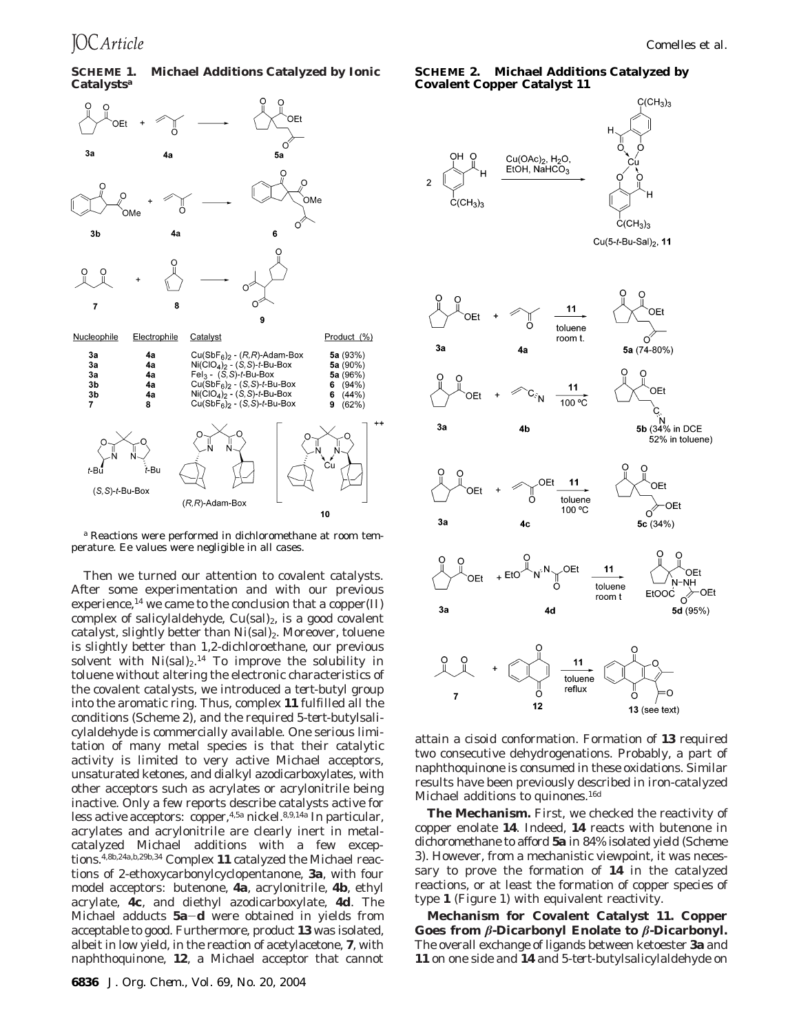**SCHEME 1. Michael Additions Catalyzed by Ionic Catalysts**[a]

| Nucleophile | Electrophile | Catalyst | Product (%) |
|---|---|---|---|
| 3a | 4a | $Cu(SbF_6)_2$ - (*R,R*)-Adam-Box | 5a (93%) |
| 3a | 4a | $Ni(ClO_4)_2$ - (*S,S*)-*t*-Bu-Box | 5a (90%) |
| 3a | 4a | $FeI_3$ - (*S,S*)-*t*-Bu-Box | 5a (96%) |
| 3b | 4a | $Cu(SbF_6)_2$ - (*S,S*)-*t*-Bu-Box | 6 (94%) |
| 3b | 4a | $Ni(ClO_4)_2$ - (*S,S*)-*t*-Bu-Box | 6 (44%) |
| 7 | 8 | $Cu(SbF_6)_2$ - (*S,S*)-*t*-Bu-Box | 9 (62%) |

[a] Reactions were performed in dichloromethane at room temperature. Ee values were negligible in all cases.

**SCHEME 2. Michael Additions Catalyzed by Covalent Copper Catalyst 11**

Then we turned our attention to covalent catalysts. After some experimentation and with our previous experience,[14] we came to the conclusion that a copper(II) complex of salicylaldehyde, $Cu(sal)_2$, is a good covalent catalyst, slightly better than $Ni(sal)_2$. Moreover, toluene is slightly better than 1,2-dichloroethane, our previous solvent with $Ni(sal)_2$.[14] To improve the solubility in toluene without altering the electronic characteristics of the covalent catalysts, we introduced a *tert*-butyl group into the aromatic ring. Thus, complex **11** fulfilled all the conditions (Scheme 2), and the required 5-*tert*-butylsalicylaldehyde is commercially available. One serious limitation of many metal species is that their catalytic activity is limited to very active Michael acceptors, unsaturated ketones, and dialkyl azodicarboxylates, with other acceptors such as acrylates or acrylonitrile being inactive. Only a few reports describe catalysts active for less active acceptors: copper,[4,5a] nickel.[8,9,14a] In particular, acrylates and acrylonitrile are clearly inert in metal-catalyzed Michael additions with a few exceptions.[4,8b,24a,b,29b,34] Complex **11** catalyzed the Michael reactions of 2-ethoxycarbonylcyclopentanone, **3a**, with four model acceptors: butenone, **4a**, acrylonitrile, **4b**, ethyl acrylate, **4c**, and diethyl azodicarboxylate, **4d**. The Michael adducts **5a**–**d** were obtained in yields from acceptable to good. Furthermore, product **13** was isolated, albeit in low yield, in the reaction of acetylacetone, **7**, with naphthoquinone, **12**, a Michael acceptor that cannot attain a cisoid conformation. Formation of **13** required two consecutive dehydrogenations. Probably, a part of naphthoquinone is consumed in these oxidations. Similar results have been previously described in iron-catalyzed Michael additions to quinones.[16d]

**The Mechanism.** First, we checked the reactivity of copper enolate **14**. Indeed, **14** reacts with butenone in dichoromethane to afford **5a** in 84% isolated yield (Scheme 3). However, from a mechanistic viewpoint, it was necessary to prove the formation of **14** in the catalyzed reactions, or at least the formation of copper species of type **1** (Figure 1) with equivalent reactivity.

**Mechanism for Covalent Catalyst 11. Copper Goes from β-Dicarbonyl Enolate to β-Dicarbonyl.** The overall exchange of ligands between ketoester **3a** and **11** on one side and **14** and 5-*tert*-butylsalicylaldehyde on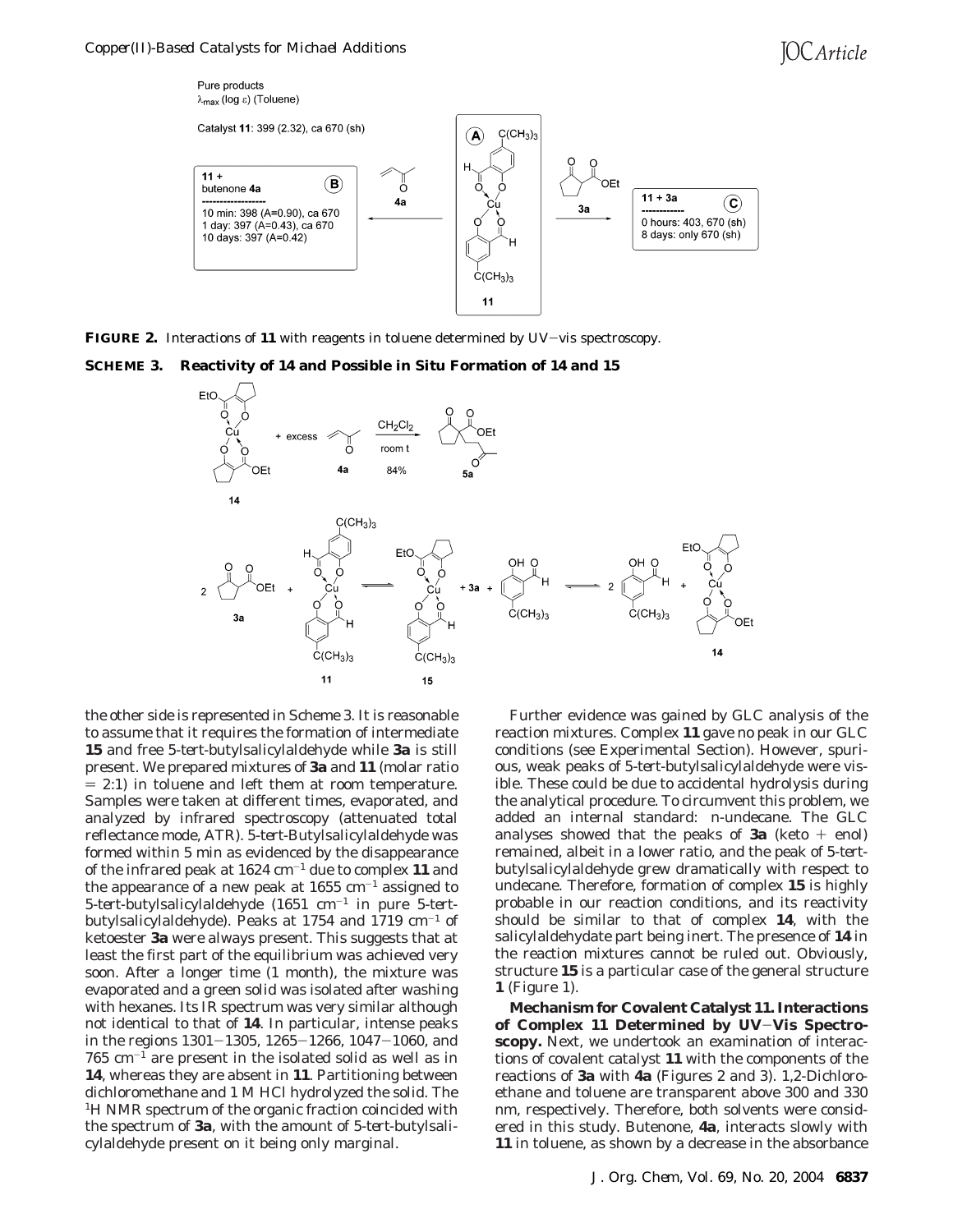Pure products
$\lambda_{max}$ (log ε) (Toluene)

Catalyst **11**: 399 (2.32), ca 670 (sh)

**B** — **11** + butenone **4a**
10 min: 398 (A=0.90), ca 670
1 day: 397 (A=0.43), ca 670
10 days: 397 (A=0.42)

**C** — **11** + **3a**
0 hours: 403, 670 (sh)
8 days: only 670 (sh)

**FIGURE 2.** Interactions of **11** with reagents in toluene determined by UV–vis spectroscopy.

**SCHEME 3. Reactivity of 14 and Possible in Situ Formation of 14 and 15**

**14** + excess **4a** → ($CH_2Cl_2$, room t, 84%) **5a**

2 **3a** + **11** ⇌ **15** + **3a** + 5-*tert*-butylsalicylaldehyde ⇌ 2 5-*tert*-butylsalicylaldehyde + **14**

the other side is represented in Scheme 3. It is reasonable to assume that it requires the formation of intermediate **15** and free 5-*tert*-butylsalicylaldehyde while **3a** is still present. We prepared mixtures of **3a** and **11** (molar ratio = 2:1) in toluene and left them at room temperature. Samples were taken at different times, evaporated, and analyzed by infrared spectroscopy (attenuated total reflectance mode, ATR). 5-*tert*-Butylsalicylaldehyde was formed within 5 min as evidenced by the disappearance of the infrared peak at 1624 $cm^{-1}$ due to complex **11** and the appearance of a new peak at 1655 $cm^{-1}$ assigned to 5-*tert*-butylsalicylaldehyde (1651 $cm^{-1}$ in pure 5-*tert*-butylsalicylaldehyde). Peaks at 1754 and 1719 $cm^{-1}$ of ketoester **3a** were always present. This suggests that at least the first part of the equilibrium was achieved very soon. After a longer time (1 month), the mixture was evaporated and a green solid was isolated after washing with hexanes. Its IR spectrum was very similar although not identical to that of **14**. In particular, intense peaks in the regions 1301–1305, 1265–1266, 1047–1060, and 765 $cm^{-1}$ are present in the isolated solid as well as in **14**, whereas they are absent in **11**. Partitioning between dichloromethane and 1 M HCl hydrolyzed the solid. The $^1$H NMR spectrum of the organic fraction coincided with the spectrum of **3a**, with the amount of 5-*tert*-butylsalicylaldehyde present on it being only marginal.

Further evidence was gained by GLC analysis of the reaction mixtures. Complex **11** gave no peak in our GLC conditions (see Experimental Section). However, spurious, weak peaks of 5-*tert*-butylsalicylaldehyde were visible. These could be due to accidental hydrolysis during the analytical procedure. To circumvent this problem, we added an internal standard: *n*-undecane. The GLC analyses showed that the peaks of **3a** (keto + enol) remained, albeit in a lower ratio, and the peak of 5-*tert*-butylsalicylaldehyde grew dramatically with respect to undecane. Therefore, formation of complex **15** is highly probable in our reaction conditions, and its reactivity should be similar to that of complex **14**, with the salicylaldehydate part being inert. The presence of **14** in the reaction mixtures cannot be ruled out. Obviously, structure **15** is a particular case of the general structure **1** (Figure 1).

**Mechanism for Covalent Catalyst 11. Interactions of Complex 11 Determined by UV–Vis Spectroscopy.** Next, we undertook an examination of interactions of covalent catalyst **11** with the components of the reactions of **3a** with **4a** (Figures 2 and 3). 1,2-Dichloroethane and toluene are transparent above 300 and 330 nm, respectively. Therefore, both solvents were considered in this study. Butenone, **4a**, interacts slowly with **11** in toluene, as shown by a decrease in the absorbance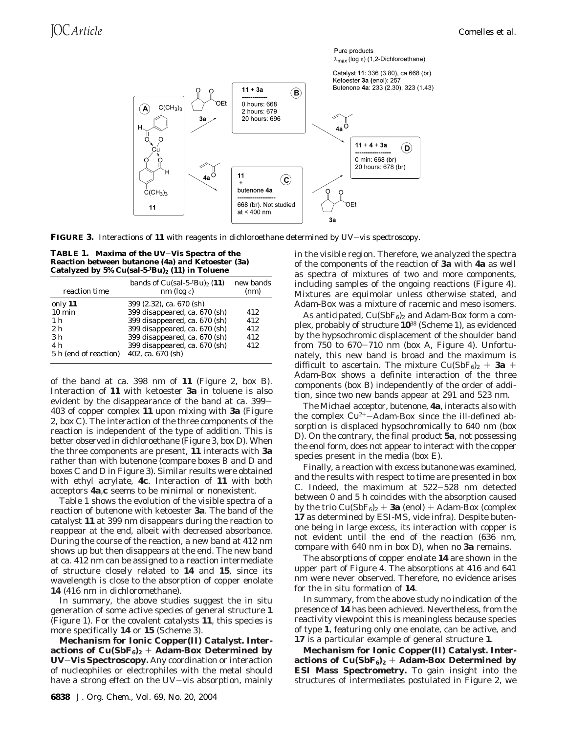Pure products
$\lambda_{max}$ (log ε) (1,2-Dichloroethane)

Catalyst **11**: 336 (3.80), ca 668 (br)
Ketoester **3a** (enol): 257
Butenone **4a**: 233 (2.30), 323 (1.43)

**11 + 3a** (B): 0 hours: 668; 2 hours: 679; 20 hours: 696

**11 + 4 + 3a** (D): 0 min: 668 (br); 20 hours: 678 (br)

**11** + butenone **4a** (C): 668 (br). Not studied at < 400 nm

**FIGURE 3.** Interactions of **11** with reagents in dichloroethane determined by UV−vis spectroscopy.

**TABLE 1. Maxima of the UV−Vis Spectra of the Reaction between Butanone (4a) and Ketoester (3a) Catalyzed by 5% Cu(sal-5-$^t$Bu)$_2$ (11) in Toluene**

| reaction time | bands of Cu(sal-5-$^t$Bu)$_2$ (**11**) nm (log ε) | new bands (nm) |
|---|---|---|
| only **11** | 399 (2.32), ca. 670 (sh) | |
| 10 min | 399 disappeared, ca. 670 (sh) | 412 |
| 1 h | 399 disappeared, ca. 670 (sh) | 412 |
| 2 h | 399 disappeared, ca. 670 (sh) | 412 |
| 3 h | 399 disappeared, ca. 670 (sh) | 412 |
| 4 h | 399 disappeared, ca. 670 (sh) | 412 |
| 5 h (end of reaction) | 402, ca. 670 (sh) | |

of the band at ca. 398 nm of **11** (Figure 2, box B). Interaction of **11** with ketoester **3a** in toluene is also evident by the disappearance of the band at ca. 399−403 of copper complex **11** upon mixing with **3a** (Figure 2, box C). The interaction of the three components of the reaction is independent of the type of addition. This is better observed in dichloroethane (Figure 3, box D). When the three components are present, **11** interacts with **3a** rather than with butenone (compare boxes B and D and boxes C and D in Figure 3). Similar results were obtained with ethyl acrylate, **4c**. Interaction of **11** with both acceptors **4a**,**c** seems to be minimal or nonexistent.

Table 1 shows the evolution of the visible spectra of a reaction of butenone with ketoester **3a**. The band of the catalyst **11** at 399 nm disappears during the reaction to reappear at the end, albeit with decreased absorbance. During the course of the reaction, a new band at 412 nm shows up but then disappears at the end. The new band at ca. 412 nm can be assigned to a reaction intermediate of structure closely related to **14** and **15**, since its wavelength is close to the absorption of copper enolate **14** (416 nm in dichloromethane).

In summary, the above studies suggest the in situ generation of some active species of general structure **1** (Figure 1). For the covalent catalysts **11**, this species is more specifically **14** or **15** (Scheme 3).

**Mechanism for Ionic Copper(II) Catalyst. Interactions of Cu(SbF$_6$)$_2$ + Adam-Box Determined by UV−Vis Spectroscopy.** Any coordination or interaction of nucleophiles or electrophiles with the metal should have a strong effect on the UV−vis absorption, mainly in the visible region. Therefore, we analyzed the spectra of the components of the reaction of **3a** with **4a** as well as spectra of mixtures of two and more components, including samples of the ongoing reactions (Figure 4). Mixtures are equimolar unless otherwise stated, and Adam-Box was a mixture of racemic and meso isomers.

As anticipated, Cu(SbF$_6$)$_2$ and Adam-Box form a complex, probably of structure **10**[38] (Scheme 1), as evidenced by the hypsochromic displacement of the shoulder band from 750 to 670−710 nm (box A, Figure 4). Unfortunately, this new band is broad and the maximum is difficult to ascertain. The mixture Cu(SbF$_6$)$_2$ + **3a** + Adam-Box shows a definite interaction of the three components (box B) independently of the order of addition, since two new bands appear at 291 and 523 nm.

The Michael acceptor, butenone, **4a**, interacts also with the complex $Cu^{2+}$−Adam-Box since the ill-defined absorption is displaced hypsochromically to 640 nm (box D). On the contrary, the final product **5a**, not possessing the enol form, does not appear to interact with the copper species present in the media (box E).

Finally, a reaction with excess butanone was examined, and the results with respect to time are presented in box C. Indeed, the maximum at 522−528 nm detected between 0 and 5 h coincides with the absorption caused by the trio Cu(SbF$_6$)$_2$ + **3a** (enol) + Adam-Box (complex **17** as determined by ESI-MS, vide infra). Despite butenone being in large excess, its interaction with copper is not evident until the end of the reaction (636 nm, compare with 640 nm in box D), when no **3a** remains.

The absorptions of copper enolate **14** are shown in the upper part of Figure 4. The absorptions at 416 and 641 nm were never observed. Therefore, no evidence arises for the in situ formation of **14**.

In summary, from the above study no indication of the presence of **14** has been achieved. Nevertheless, from the reactivity viewpoint this is meaningless because species of type **1**, featuring only one enolate, can be active, and **17** is a particular example of general structure **1**.

**Mechanism for Ionic Copper(II) Catalyst. Interactions of Cu(SbF$_6$)$_2$ + Adam-Box Determined by ESI Mass Spectrometry.** To gain insight into the structures of intermediates postulated in Figure 2, we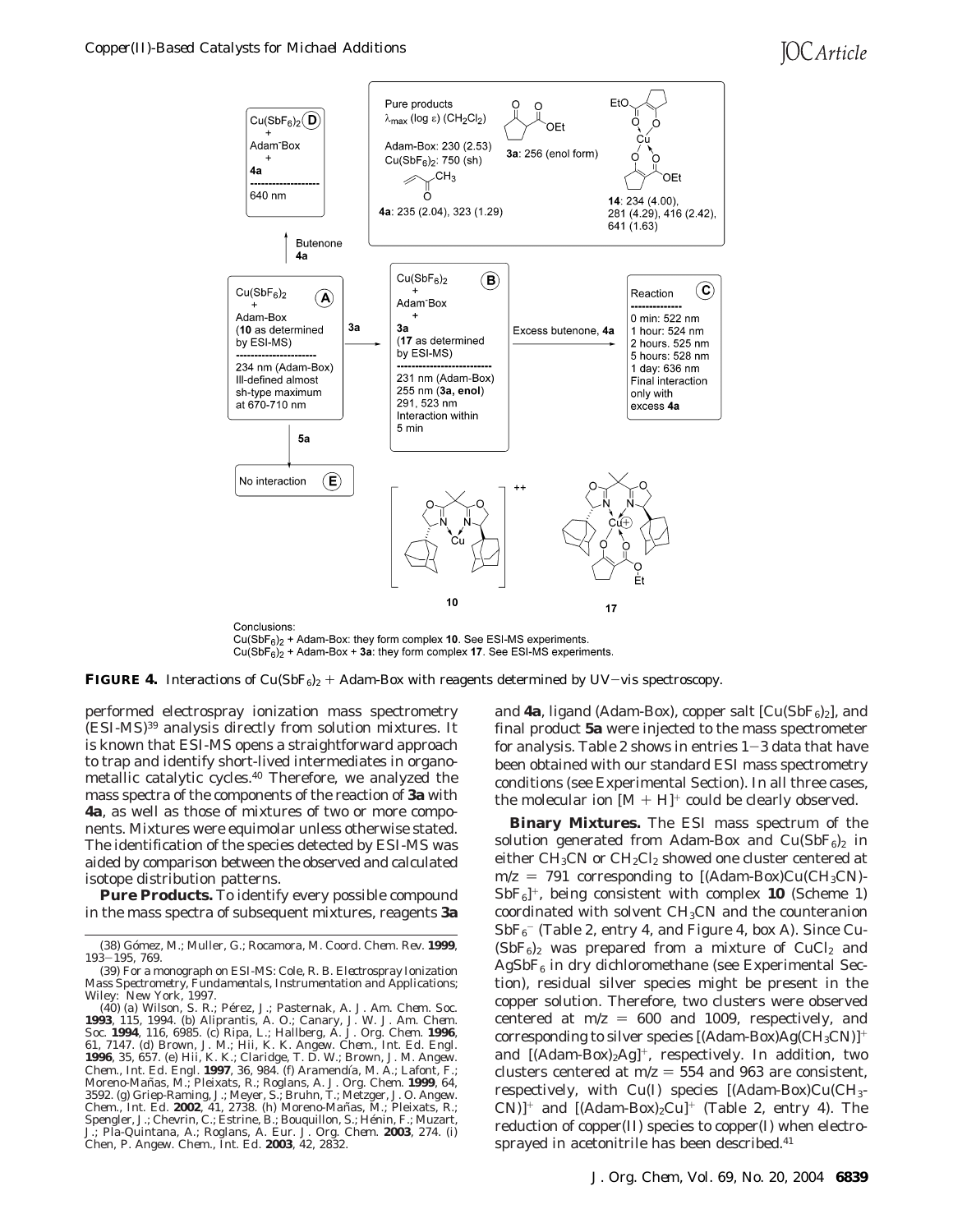**FIGURE 4.** Interactions of $Cu(SbF_6)_2$ + Adam-Box with reagents determined by UV–vis spectroscopy.

performed electrospray ionization mass spectrometry (ESI-MS)[39] analysis directly from solution mixtures. It is known that ESI-MS opens a straightforward approach to trap and identify short-lived intermediates in organometallic catalytic cycles.[40] Therefore, we analyzed the mass spectra of the components of the reaction of **3a** with **4a**, as well as those of mixtures of two or more components. Mixtures were equimolar unless otherwise stated. The identification of the species detected by ESI-MS was aided by comparison between the observed and calculated isotope distribution patterns.

**Pure Products.** To identify every possible compound in the mass spectra of subsequent mixtures, reagents **3a** and **4a**, ligand (Adam-Box), copper salt [$Cu(SbF_6)_2$], and final product **5a** were injected to the mass spectrometer for analysis. Table 2 shows in entries 1–3 data that have been obtained with our standard ESI mass spectrometry conditions (see Experimental Section). In all three cases, the molecular ion $[M + H]^+$ could be clearly observed.

**Binary Mixtures.** The ESI mass spectrum of the solution generated from Adam-Box and $Cu(SbF_6)_2$ in either $CH_3CN$ or $CH_2Cl_2$ showed one cluster centered at $m/z = 791$ corresponding to $[(\text{Adam-Box})Cu(CH_3CN)SbF_6]^+$, being consistent with complex **10** (Scheme 1) coordinated with solvent $CH_3CN$ and the counteranion $SbF_6^-$ (Table 2, entry 4, and Figure 4, box A). Since $Cu(SbF_6)_2$ was prepared from a mixture of $CuCl_2$ and $AgSbF_6$ in dry dichloromethane (see Experimental Section), residual silver species might be present in the copper solution. Therefore, two clusters were observed centered at $m/z = 600$ and 1009, respectively, and corresponding to silver species $[(\text{Adam-Box})Ag(CH_3CN)]^+$ and $[(\text{Adam-Box})_2Ag]^+$, respectively. In addition, two clusters centered at $m/z = 554$ and 963 are consistent, respectively, with Cu(I) species $[(\text{Adam-Box})Cu(CH_3CN)]^+$ and $[(\text{Adam-Box})_2Cu]^+$ (Table 2, entry 4). The reduction of copper(II) species to copper(I) when electrosprayed in acetonitrile has been described.[41]

(38) Gómez, M.; Muller, G.; Rocamora, M. Coord. Chem. Rev. **1999**, 193–195, 769.

(39) For a monograph on ESI-MS: Cole, R. B. Electrospray Ionization Mass Spectrometry, Fundamentals, Instrumentation and Applications; Wiley: New York, 1997.

(40) (a) Wilson, S. R.; Pérez, J.; Pasternak, A. J. Am. Chem. Soc. **1993**, 115, 1994. (b) Aliprantis, A. O.; Canary, J. W. J. Am. Chem. Soc. **1994**, 116, 6985. (c) Ripa, L.; Hallberg, A. J. Org. Chem. **1996**, 61, 7147. (d) Brown, J. M.; Hii, K. K. Angew. Chem., Int. Ed. Engl. **1996**, 35, 657. (e) Hii, K. K.; Claridge, T. D. W.; Brown, J. M. Angew. Chem., Int. Ed. Engl. **1997**, 36, 984. (f) Aramendía, M. A.; Lafont, F.; Moreno-Mañas, M.; Pleixats, R.; Roglans, A. J. Org. Chem. **1999**, 64, 3592. (g) Griep-Raming, J.; Meyer, S.; Bruhn, T.; Metzger, J. O. Angew. Chem., Int. Ed. **2002**, 41, 2738. (h) Moreno-Mañas, M.; Pleixats, R.; Spengler, J.; Chevrin, C.; Estrine, B.; Bouquillon, S.; Hénin, F.; Muzart, J.; Pla-Quintana, A.; Roglans, A. Eur. J. Org. Chem. **2003**, 274. (i) Chen, P. Angew. Chem., Int. Ed. **2003**, 42, 2832.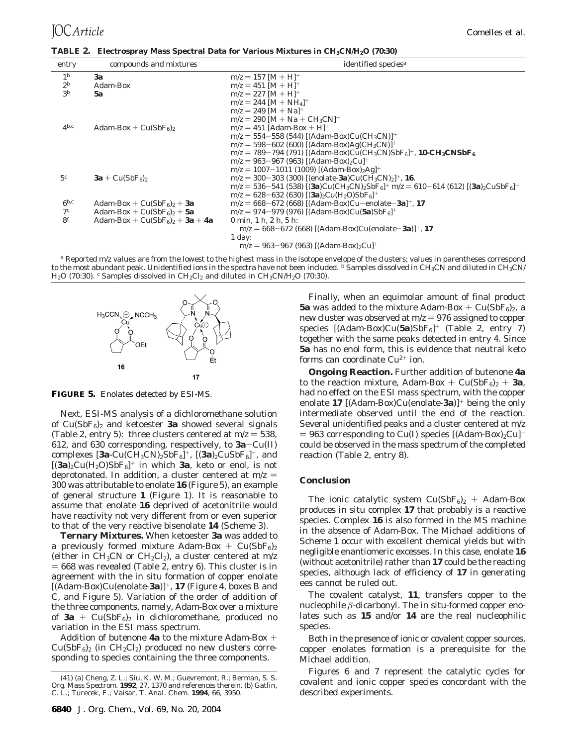**TABLE 2. Electrospray Mass Spectral Data for Various Mixtures in $CH_3CN/H_2O$ (70:30)**

| entry | compounds and mixtures | identified species[a] |
|---|---|---|
| 1[b] | **3a** | $m/z = 157$ [M + H]$^+$ |
| 2[b] | Adam-Box | $m/z = 451$ [M + H]$^+$ |
| 3[b] | **5a** | $m/z = 227$ [M + H]$^+$ <br> $m/z = 244$ [M + NH$_4$]$^+$ <br> $m/z = 249$ [M + Na]$^+$ <br> $m/z = 290$ [M + Na + CH$_3$CN]$^+$ |
| 4[b,c] | Adam-Box + Cu(SbF$_6$)$_2$ | $m/z = 451$ [Adam-Box + H]$^+$ <br> $m/z = 554-558$ (544) [(Adam-Box)Cu(CH$_3$CN)]$^+$ <br> $m/z = 598-602$ (600) [(Adam-Box)Ag(CH$_3$CN)]$^+$ <br> $m/z = 789-794$ (791) [(Adam-Box)Cu(CH$_3$CN)SbF$_6$]$^+$, **10-CH$_3$CNSbF$_6$** <br> $m/z = 963-967$ (963) [(Adam-Box)$_2$Cu]$^+$ <br> $m/z = 1007-1011$ (1009) [(Adam-Box)$_2$Ag]$^+$ |
| 5[c] | **3a** + Cu(SbF$_6$)$_2$ | $m/z = 300-303$ (300) [(enolate-**3a**)Cu(CH$_3$CN)$_2$]$^+$, **16**. <br> $m/z = 536-541$ (538) [(**3a**)Cu(CH$_3$CN)$_2$SbF$_6$]$^+$ $m/z = 610-614$ (612) [(**3a**)$_2$CuSbF$_6$]$^+$ <br> $m/z = 628-632$ (630) [(**3a**)$_2$Cu(H$_2$O)SbF$_6$]$^+$ |
| 6[b,c] | Adam-Box + Cu(SbF$_6$)$_2$ + **3a** | $m/z = 668-672$ (668) [(Adam-Box)Cu−enolate−**3a**]$^+$, **17** |
| 7[c] | Adam-Box + Cu(SbF$_6$)$_2$ + **5a** | $m/z = 974-979$ (976) [(Adam-Box)Cu(**5a**)SbF$_6$]$^+$ |
| 8[c] | Adam-Box + Cu(SbF$_6$)$_2$ + **3a** + **4a** | 0 min, 1 h, 2 h, 5 h: <br> $m/z = 668-672$ (668) [(Adam-Box)Cu(enolate−**3a**)]$^+$, **17** <br> 1 day: <br> $m/z = 963-967$ (963) [(Adam-Box)$_2$Cu]$^+$ |

[a] Reported m/z values are from the lowest to the highest mass in the isotope envelope of the clusters; values in parentheses correspond to the most abundant peak. Unidentified ions in the spectra have not been included. [b] Samples dissolved in $CH_3CN$ and diluted in $CH_3CN/H_2O$ (70:30). [c] Samples dissolved in $CH_2Cl_2$ and diluted in $CH_3CN/H_2O$ (70:30).

**FIGURE 5.** Enolates detected by ESI-MS.

Next, ESI-MS analysis of a dichloromethane solution of $Cu(SbF_6)_2$ and ketoester **3a** showed several signals (Table 2, entry 5): three clusters centered at $m/z = 538$, 612, and 630 corresponding, respectively, to **3a**−Cu(II) complexes [**3a**-Cu($CH_3CN$)$_2$SbF$_6$]$^+$, [(**3a**)$_2$CuSbF$_6$]$^+$, and [(**3a**)$_2$Cu($H_2O$)SbF$_6$]$^+$ in which **3a**, keto or enol, is not deprotonated. In addition, a cluster centered at $m/z = 300$ was attributable to enolate **16** (Figure 5), an example of general structure **1** (Figure 1). It is reasonable to assume that enolate **16** deprived of acetonitrile would have reactivity not very different from or even superior to that of the very reactive bisenolate **14** (Scheme 3).

**Ternary Mixtures.** When ketoester **3a** was added to a previously formed mixture Adam-Box + $Cu(SbF_6)_2$ (either in $CH_3CN$ or $CH_2Cl_2$), a cluster centered at $m/z = 668$ was revealed (Table 2, entry 6). This cluster is in agreement with the in situ formation of copper enolate [(Adam-Box)Cu(enolate-**3a**)]$^+$, **17** (Figure 4, boxes B and C, and Figure 5). Variation of the order of addition of the three components, namely, Adam-Box over a mixture of **3a** + $Cu(SbF_6)_2$ in dichloromethane, produced no variation in the ESI mass spectrum.

Addition of butenone **4a** to the mixture Adam-Box + $Cu(SbF_6)_2$ (in $CH_2Cl_2$) produced no new clusters corresponding to species containing the three components.

Finally, when an equimolar amount of final product **5a** was added to the mixture Adam-Box + $Cu(SbF_6)_2$, a new cluster was observed at $m/z = 976$ assigned to copper species [(Adam-Box)Cu(**5a**)SbF$_6$]$^+$ (Table 2, entry 7) together with the same peaks detected in entry 4. Since **5a** has no enol form, this is evidence that neutral keto forms can coordinate $Cu^{2+}$ ion.

**Ongoing Reaction.** Further addition of butenone **4a** to the reaction mixture, Adam-Box + $Cu(SbF_6)_2$ + **3a**, had no effect on the ESI mass spectrum, with the copper enolate **17** [(Adam-Box)Cu(enolate-**3a**)]$^+$ being the only intermediate observed until the end of the reaction. Several unidentified peaks and a cluster centered at $m/z = 963$ corresponding to Cu(I) species [(Adam-Box)$_2$Cu]$^+$ could be observed in the mass spectrum of the completed reaction (Table 2, entry 8).

## Conclusion

The ionic catalytic system $Cu(SbF_6)_2$ + Adam-Box produces in situ complex **17** that probably is a reactive species. Complex **16** is also formed in the MS machine in the absence of Adam-Box. The Michael additions of Scheme 1 occur with excellent chemical yields but with negligible enantiomeric excesses. In this case, enolate **16** (without acetonitrile) rather than **17** could be the reacting species, although lack of efficiency of **17** in generating ees cannot be ruled out.

The covalent catalyst, **11**, transfers copper to the nucleophile β-dicarbonyl. The in situ-formed copper enolates such as **15** and/or **14** are the real nucleophilic species.

Both in the presence of ionic or covalent copper sources, copper enolates formation is a prerequisite for the Michael addition.

Figures 6 and 7 represent the catalytic cycles for covalent and ionic copper species concordant with the described experiments.

(41) (a) Cheng, Z. L.; Siu, K. W. M.; Guevremont, R.; Berman, S. S. Org. Mass Spectrom. **1992**, 27, 1370 and references therein. (b) Gatlin, C. L.; Turecek, F.; Vaisar, T. Anal. Chem. **1994**, 66, 3950.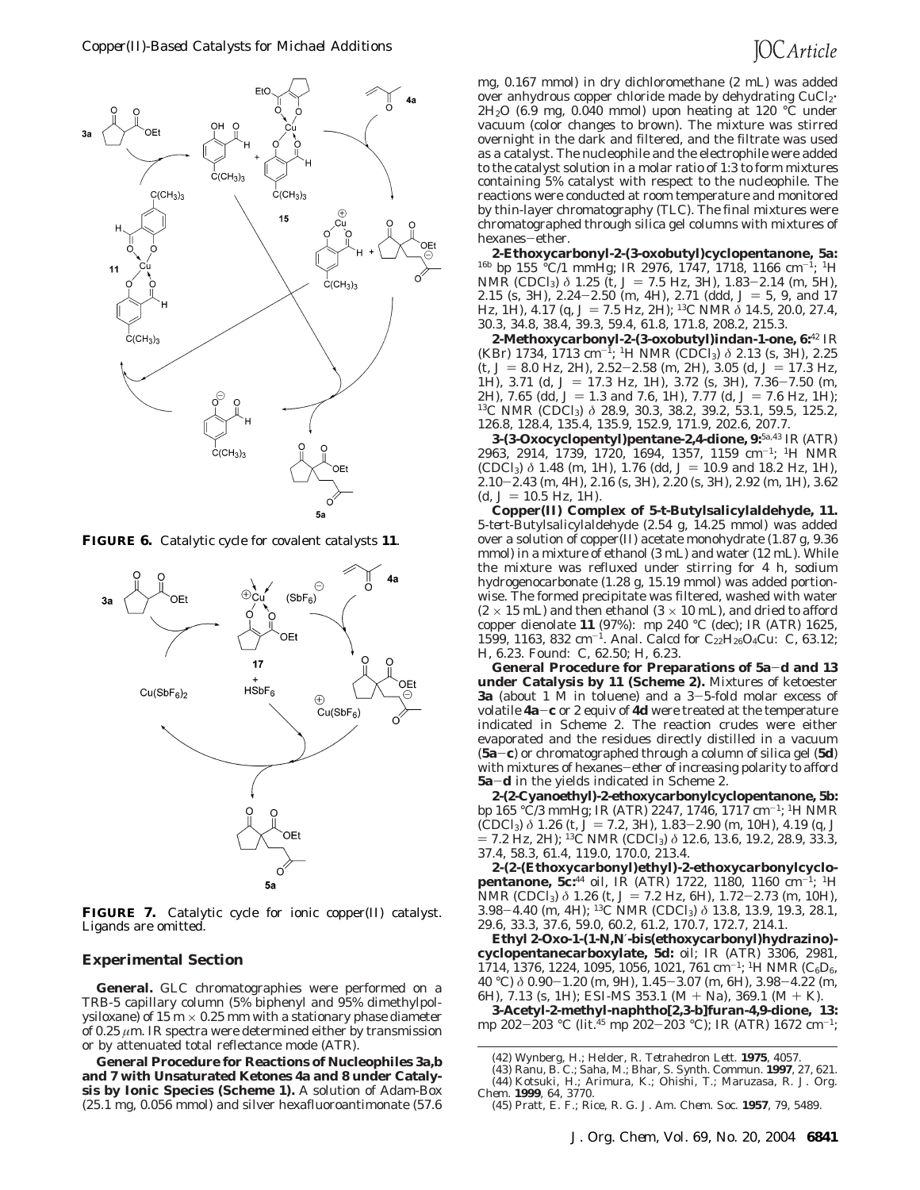**FIGURE 6.** Catalytic cycle for covalent catalysts **11**.

**FIGURE 7.** Catalytic cycle for ionic copper(II) catalyst. Ligands are omitted.

## Experimental Section

**General.** GLC chromatographies were performed on a TRB-5 capillary column (5% biphenyl and 95% dimethylpolysiloxane) of 15 m × 0.25 mm with a stationary phase diameter of 0.25 μm. IR spectra were determined either by transmission or by attenuated total reflectance mode (ATR).

**General Procedure for Reactions of Nucleophiles 3a,b and 7 with Unsaturated Ketones 4a and 8 under Catalysis by Ionic Species (Scheme 1).** A solution of Adam-Box (25.1 mg, 0.056 mmol) and silver hexafluoroantimonate (57.6 mg, 0.167 mmol) in dry dichloromethane (2 mL) was added over anhydrous copper chloride made by dehydrating $CuCl_2 \cdot 2H_2O$ (6.9 mg, 0.040 mmol) upon heating at 120 °C under vacuum (color changes to brown). The mixture was stirred overnight in the dark and filtered, and the filtrate was used as a catalyst. The nucleophile and the electrophile were added to the catalyst solution in a molar ratio of 1:3 to form mixtures containing 5% catalyst with respect to the nucleophile. The reactions were conducted at room temperature and monitored by thin-layer chromatography (TLC). The final mixtures were chromatographed through silica gel columns with mixtures of hexanes–ether.

**2-Ethoxycarbonyl-2-(3-oxobutyl)cyclopentanone, 5a:**[16b] bp 155 °C/1 mmHg; IR 2976, 1747, 1718, 1166 cm$^{-1}$; $^1$H NMR ($CDCl_3$) δ 1.25 (t, *J* = 7.5 Hz, 3H), 1.83–2.14 (m, 5H), 2.15 (s, 3H), 2.24–2.50 (m, 4H), 2.71 (ddd, *J* = 5, 9, and 17 Hz, 1H), 4.17 (q, *J* = 7.5 Hz, 2H); $^{13}$C NMR δ 14.5, 20.0, 27.4, 30.3, 34.8, 38.4, 39.3, 59.4, 61.8, 171.8, 208.2, 215.3.

**2-Methoxycarbonyl-2-(3-oxobutyl)indan-1-one, 6:**[42] IR (KBr) 1734, 1713 cm$^{-1}$; $^1$H NMR ($CDCl_3$) δ 2.13 (s, 3H), 2.25 (t, *J* = 8.0 Hz, 2H), 2.52–2.58 (m, 2H), 3.05 (d, *J* = 17.3 Hz, 1H), 3.71 (d, *J* = 17.3 Hz, 1H), 3.72 (s, 3H), 7.36–7.50 (m, 2H), 7.65 (dd, *J* = 1.3 and 7.6, 1H), 7.77 (d, *J* = 7.6 Hz, 1H); $^{13}$C NMR ($CDCl_3$) δ 28.9, 30.3, 38.2, 39.2, 53.1, 59.5, 125.2, 126.8, 128.4, 135.4, 135.9, 152.9, 171.9, 202.6, 207.7.

**3-(3-Oxocyclopentyl)pentane-2,4-dione, 9:**[5a,43] IR (ATR) 2963, 2914, 1739, 1720, 1694, 1357, 1159 cm$^{-1}$; $^1$H NMR ($CDCl_3$) δ 1.48 (m, 1H), 1.76 (dd, *J* = 10.9 and 18.2 Hz, 1H), 2.10–2.43 (m, 4H), 2.16 (s, 3H), 2.20 (s, 3H), 2.92 (m, 1H), 3.62 (d, *J* = 10.5 Hz, 1H).

**Copper(II) Complex of 5-t-Butylsalicylaldehyde, 11.** 5-*tert*-Butylsalicylaldehyde (2.54 g, 14.25 mmol) was added over a solution of copper(II) acetate monohydrate (1.87 g, 9.36 mmol) in a mixture of ethanol (3 mL) and water (12 mL). While the mixture was refluxed under stirring for 4 h, sodium hydrogenocarbonate (1.28 g, 15.19 mmol) was added portionwise. The formed precipitate was filtered, washed with water (2 × 15 mL) and then ethanol (3 × 10 mL), and dried to afford copper dienolate **11** (97%): mp 240 °C (dec); IR (ATR) 1625, 1599, 1163, 832 cm$^{-1}$. Anal. Calcd for $C_{22}H_{26}O_4Cu$: C, 63.12; H, 6.23. Found: C, 62.50; H, 6.23.

**General Procedure for Preparations of 5a–d and 13 under Catalysis by 11 (Scheme 2).** Mixtures of ketoester **3a** (about 1 M in toluene) and a 3–5-fold molar excess of volatile **4a–c** or 2 equiv of **4d** were treated at the temperature indicated in Scheme 2. The reaction crudes were either evaporated and the residues directly distilled in a vacuum (**5a–c**) or chromatographed through a column of silica gel (**5d**) with mixtures of hexanes–ether of increasing polarity to afford **5a–d** in the yields indicated in Scheme 2.

**2-(2-Cyanoethyl)-2-ethoxycarbonylcyclopentanone, 5b:** bp 165 °C/3 mmHg; IR (ATR) 2247, 1746, 1717 cm$^{-1}$; $^1$H NMR ($CDCl_3$) δ 1.26 (t, *J* = 7.2, 3H), 1.83–2.90 (m, 10H), 4.19 (q, *J* = 7.2 Hz, 2H); $^{13}$C NMR ($CDCl_3$) δ 12.6, 13.6, 19.2, 28.9, 33.3, 37.4, 58.3, 61.4, 119.0, 170.0, 213.4.

**2-(2-(Ethoxycarbonyl)ethyl)-2-ethoxycarbonylcyclopentanone, 5c:**[44] oil, IR (ATR) 1722, 1180, 1160 cm$^{-1}$; $^1$H NMR ($CDCl_3$) δ 1.26 (t, *J* = 7.2 Hz, 6H), 1.72–2.73 (m, 10H), 3.98–4.40 (m, 4H); $^{13}$C NMR ($CDCl_3$) δ 13.8, 13.9, 19.3, 28.1, 29.6, 33.3, 37.6, 59.0, 60.2, 61.2, 170.7, 172.7, 214.1.

**Ethyl 2-Oxo-1-(1-N,N′-bis(ethoxycarbonyl)hydrazino)cyclopentanecarboxylate, 5d:** oil; IR (ATR) 3306, 2981, 1714, 1376, 1224, 1095, 1056, 1021, 761 cm$^{-1}$; $^1$H NMR ($C_6D_6$, 40 °C) δ 0.90–1.20 (m, 9H), 1.45–3.07 (m, 6H), 3.98–4.22 (m, 6H), 7.13 (s, 1H); ESI-MS 353.1 (M + Na), 369.1 (M + K).

**3-Acetyl-2-methyl-naphtho[2,3-b]furan-4,9-dione, 13:** mp 202–203 °C (lit.[45] mp 202–203 °C); IR (ATR) 1672 cm$^{-1}$;

(42) Wynberg, H.; Helder, R. *Tetrahedron Lett.* **1975**, 4057.
(43) Ranu, B. C.; Saha, M.; Bhar, S. *Synth. Commun.* **1997**, *27*, 621.
(44) Kotsuki, H.; Arimura, K.; Ohishi, T.; Maruzasa, R. *J. Org. Chem.* **1999**, *64*, 3770.
(45) Pratt, E. F.; Rice, R. G. *J. Am. Chem. Soc.* **1957**, *79*, 5489.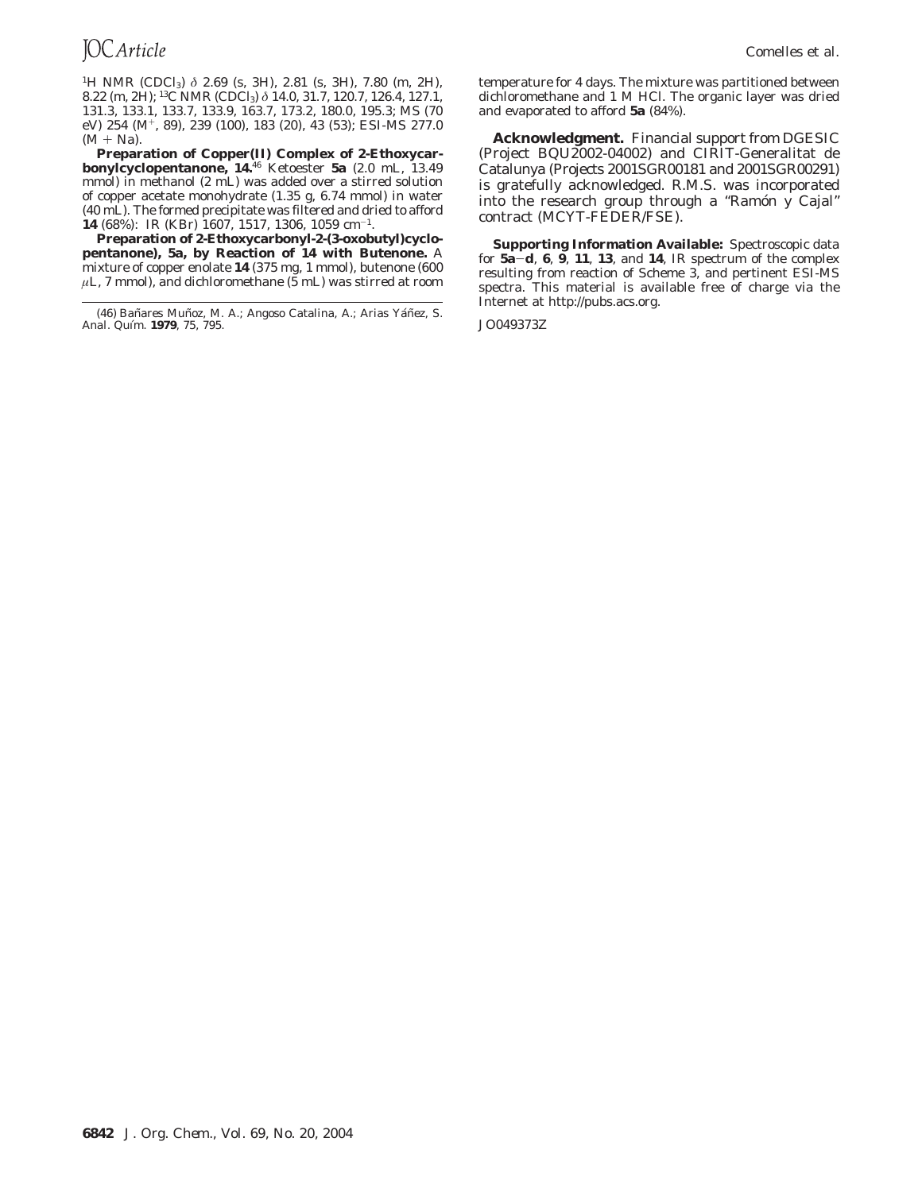$^1$H NMR ($CDCl_3$) $\delta$ 2.69 (s, 3H), 2.81 (s, 3H), 7.80 (m, 2H), 8.22 (m, 2H); $^{13}$C NMR ($CDCl_3$) $\delta$ 14.0, 31.7, 120.7, 126.4, 127.1, 131.3, 133.1, 133.7, 133.9, 163.7, 173.2, 180.0, 195.3; MS (70 eV) 254 ($M^+$, 89), 239 (100), 183 (20), 43 (53); ESI-MS 277.0 (M + Na).

**Preparation of Copper(II) Complex of 2-Ethoxycarbonylcyclopentanone, 14.**[46] Ketoester **5a** (2.0 mL, 13.49 mmol) in methanol (2 mL) was added over a stirred solution of copper acetate monohydrate (1.35 g, 6.74 mmol) in water (40 mL). The formed precipitate was filtered and dried to afford **14** (68%): IR (KBr) 1607, 1517, 1306, 1059 cm$^{-1}$.

**Preparation of 2-Ethoxycarbonyl-2-(3-oxobutyl)cyclopentanone), 5a, by Reaction of 14 with Butenone.** A mixture of copper enolate **14** (375 mg, 1 mmol), butenone (600 $\mu$L, 7 mmol), and dichloromethane (5 mL) was stirred at room temperature for 4 days. The mixture was partitioned between dichloromethane and 1 M HCl. The organic layer was dried and evaporated to afford **5a** (84%).

**Acknowledgment.** Financial support from DGESIC (Project BQU2002-04002) and CIRIT-Generalitat de Catalunya (Projects 2001SGR00181 and 2001SGR00291) is gratefully acknowledged. R.M.S. was incorporated into the research group through a "Ramón y Cajal" contract (MCYT-FEDER/FSE).

**Supporting Information Available:** Spectroscopic data for **5a**–**d**, **6**, **9**, **11**, **13**, and **14**, IR spectrum of the complex resulting from reaction of Scheme 3, and pertinent ESI-MS spectra. This material is available free of charge via the Internet at http://pubs.acs.org.

JO049373Z

(46) Bañares Muñoz, M. A.; Angoso Catalina, A.; Arias Yáñez, S. *Anal. Quím.* **1979**, *75*, 795.